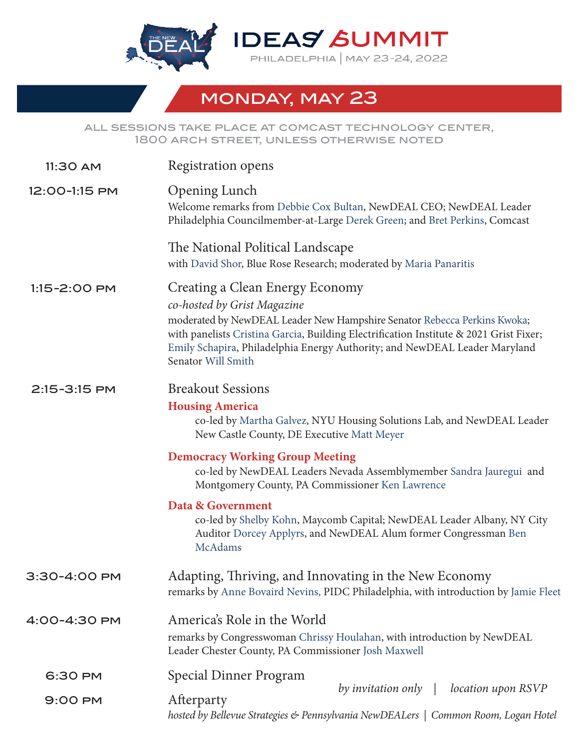THE NEW DEAL

# IDEAS SUMMIT

PHILADELPHIA | MAY 23-24, 2022

## MONDAY, MAY 23

ALL SESSIONS TAKE PLACE AT COMCAST TECHNOLOGY CENTER, 1800 ARCH STREET, UNLESS OTHERWISE NOTED

**11:30 AM**

Registration opens

**12:00-1:15 PM**

Opening Lunch

Welcome remarks from Debbie Cox Bultan, NewDEAL CEO; NewDEAL Leader Philadelphia Councilmember-at-Large Derek Green; and Bret Perkins, Comcast

The National Political Landscape

with David Shor, Blue Rose Research; moderated by Maria Panaritis

**1:15-2:00 PM**

Creating a Clean Energy Economy

*co-hosted by Grist Magazine*

moderated by NewDEAL Leader New Hampshire Senator Rebecca Perkins Kwoka; with panelists Cristina Garcia, Building Electrification Institute & 2021 Grist Fixer; Emily Schapira, Philadelphia Energy Authority; and NewDEAL Leader Maryland Senator Will Smith

**2:15-3:15 PM**

Breakout Sessions

**Housing America**

co-led by Martha Galvez, NYU Housing Solutions Lab, and NewDEAL Leader New Castle County, DE Executive Matt Meyer

**Democracy Working Group Meeting**

co-led by NewDEAL Leaders Nevada Assemblymember Sandra Jauregui and Montgomery County, PA Commissioner Ken Lawrence

**Data & Government**

co-led by Shelby Kohn, Maycomb Capital; NewDEAL Leader Albany, NY City Auditor Dorcey Applyrs, and NewDEAL Alum former Congressman Ben McAdams

**3:30-4:00 PM**

Adapting, Thriving, and Innovating in the New Economy

remarks by Anne Bovaird Nevins, PIDC Philadelphia, with introduction by Jamie Fleet

**4:00-4:30 PM**

America's Role in the World

remarks by Congresswoman Chrissy Houlahan, with introduction by NewDEAL Leader Chester County, PA Commissioner Josh Maxwell

**6:30 PM**

Special Dinner Program

*by invitation only | location upon RSVP*

**9:00 PM**

Afterparty

*hosted by Bellevue Strategies & Pennsylvania NewDEALers | Common Room, Logan Hotel*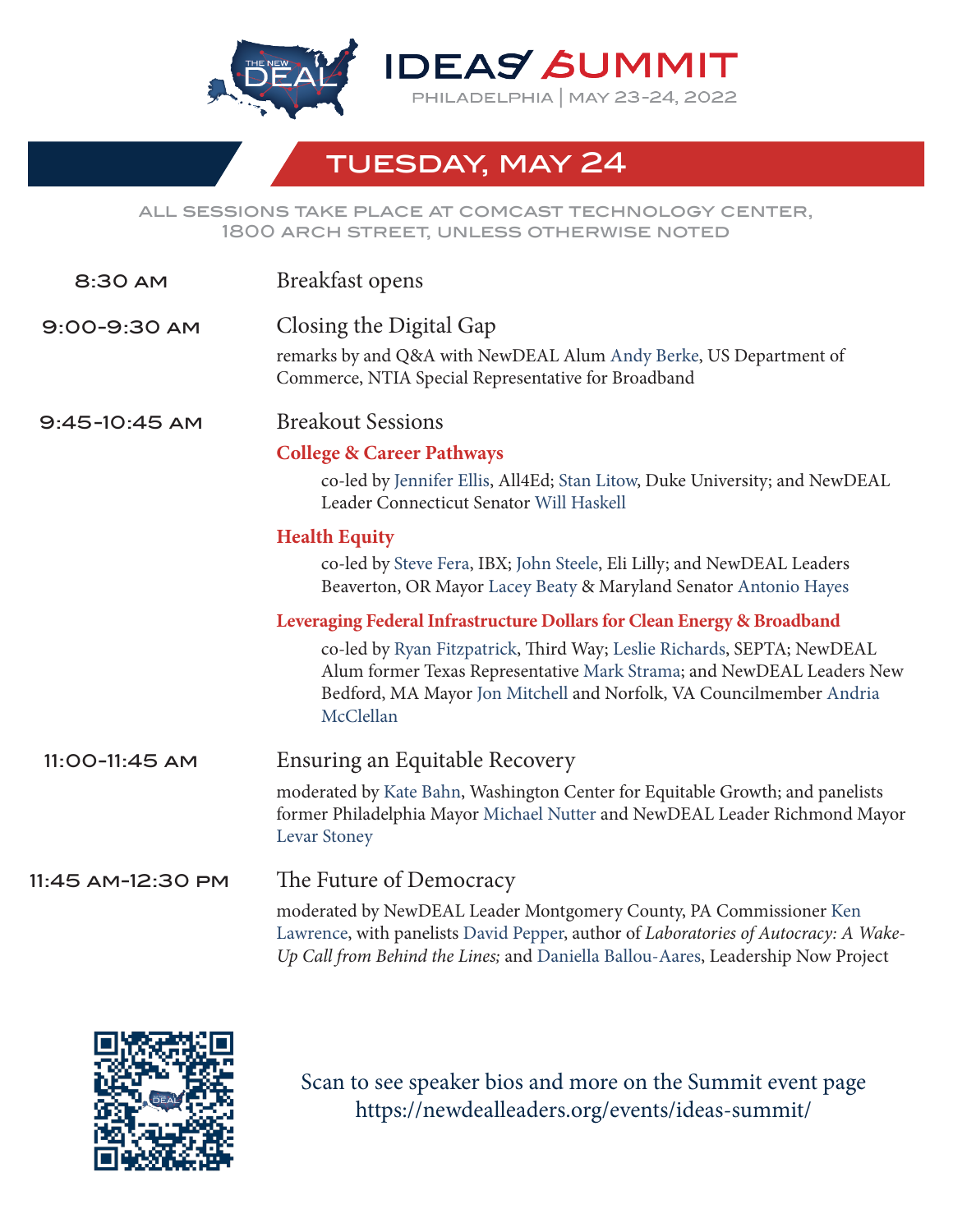# IDEAS SUMMIT

PHILADELPHIA | MAY 23-24, 2022

## TUESDAY, MAY 24

ALL SESSIONS TAKE PLACE AT COMCAST TECHNOLOGY CENTER, 1800 ARCH STREET, UNLESS OTHERWISE NOTED

**8:30 AM** — Breakfast opens

**9:00-9:30 AM** — Closing the Digital Gap

remarks by and Q&A with NewDEAL Alum Andy Berke, US Department of Commerce, NTIA Special Representative for Broadband

**9:45-10:45 AM** — Breakout Sessions

**College & Career Pathways**

co-led by Jennifer Ellis, All4Ed; Stan Litow, Duke University; and NewDEAL Leader Connecticut Senator Will Haskell

**Health Equity**

co-led by Steve Fera, IBX; John Steele, Eli Lilly; and NewDEAL Leaders Beaverton, OR Mayor Lacey Beaty & Maryland Senator Antonio Hayes

**Leveraging Federal Infrastructure Dollars for Clean Energy & Broadband**

co-led by Ryan Fitzpatrick, Third Way; Leslie Richards, SEPTA; NewDEAL Alum former Texas Representative Mark Strama; and NewDEAL Leaders New Bedford, MA Mayor Jon Mitchell and Norfolk, VA Councilmember Andria McClellan

**11:00-11:45 AM** — Ensuring an Equitable Recovery

moderated by Kate Bahn, Washington Center for Equitable Growth; and panelists former Philadelphia Mayor Michael Nutter and NewDEAL Leader Richmond Mayor Levar Stoney

**11:45 AM-12:30 PM** — The Future of Democracy

moderated by NewDEAL Leader Montgomery County, PA Commissioner Ken Lawrence, with panelists David Pepper, author of *Laboratories of Autocracy: A Wake-Up Call from Behind the Lines;* and Daniella Ballou-Aares, Leadership Now Project

Scan to see speaker bios and more on the Summit event page
https://newdealleaders.org/events/ideas-summit/